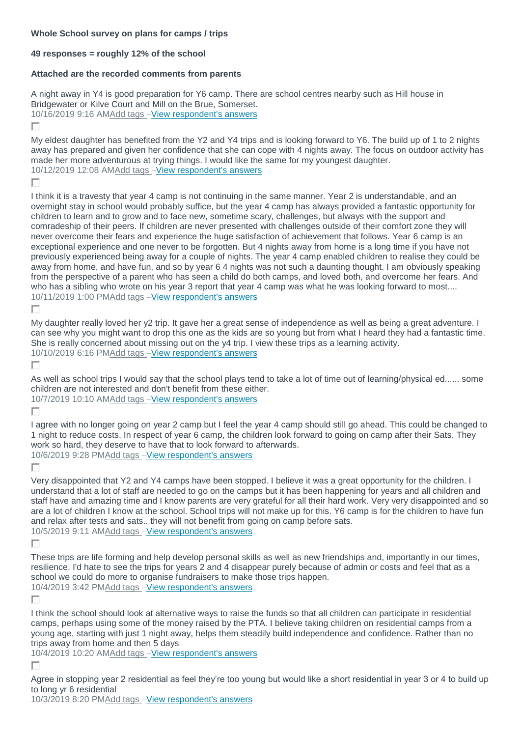**Whole School survey on plans for camps / trips**

**49 responses = roughly 12% of the school**

**Attached are the recorded comments from parents**

A night away in Y4 is good preparation for Y6 camp. There are school centres nearby such as Hill house in Bridgewater or Kilve Court and Mill on the Brue, Somerset.
10/16/2019 9:16 AMAdd tags –View respondent's answers

My eldest daughter has benefited from the Y2 and Y4 trips and is looking forward to Y6. The build up of 1 to 2 nights away has prepared and given her confidence that she can cope with 4 nights away. The focus on outdoor activity has made her more adventurous at trying things. I would like the same for my youngest daughter.
10/12/2019 12:08 AMAdd tags –View respondent's answers

I think it is a travesty that year 4 camp is not continuing in the same manner. Year 2 is understandable, and an overnight stay in school would probably suffice, but the year 4 camp has always provided a fantastic opportunity for children to learn and to grow and to face new, sometime scary, challenges, but always with the support and comradeship of their peers. If children are never presented with challenges outside of their comfort zone they will never overcome their fears and experience the huge satisfaction of achievement that follows. Year 6 camp is an exceptional experience and one never to be forgotten. But 4 nights away from home is a long time if you have not previously experienced being away for a couple of nights. The year 4 camp enabled children to realise they could be away from home, and have fun, and so by year 6 4 nights was not such a daunting thought. I am obviously speaking from the perspective of a parent who has seen a child do both camps, and loved both, and overcome her fears. And who has a sibling who wrote on his year 3 report that year 4 camp was what he was looking forward to most....
10/11/2019 1:00 PMAdd tags –View respondent's answers

My daughter really loved her y2 trip. It gave her a great sense of independence as well as being a great adventure. I can see why you might want to drop this one as the kids are so young but from what I heard they had a fantastic time. She is really concerned about missing out on the y4 trip. I view these trips as a learning activity.
10/10/2019 6:16 PMAdd tags –View respondent's answers

As well as school trips I would say that the school plays tend to take a lot of time out of learning/physical ed...... some children are not interested and don't benefit from these either.
10/7/2019 10:10 AMAdd tags –View respondent's answers

I agree with no longer going on year 2 camp but I feel the year 4 camp should still go ahead. This could be changed to 1 night to reduce costs. In respect of year 6 camp, the children look forward to going on camp after their Sats. They work so hard, they deserve to have that to look forward to afterwards.
10/6/2019 9:28 PMAdd tags –View respondent's answers

Very disappointed that Y2 and Y4 camps have been stopped. I believe it was a great opportunity for the children. I understand that a lot of staff are needed to go on the camps but it has been happening for years and all children and staff have and amazing time and I know parents are very grateful for all their hard work. Very very disappointed and so are a lot of children I know at the school. School trips will not make up for this. Y6 camp is for the children to have fun and relax after tests and sats.. they will not benefit from going on camp before sats.
10/5/2019 9:11 AMAdd tags –View respondent's answers

These trips are life forming and help develop personal skills as well as new friendships and, importantly in our times, resilience. I'd hate to see the trips for years 2 and 4 disappear purely because of admin or costs and feel that as a school we could do more to organise fundraisers to make those trips happen.
10/4/2019 3:42 PMAdd tags –View respondent's answers

I think the school should look at alternative ways to raise the funds so that all children can participate in residential camps, perhaps using some of the money raised by the PTA. I believe taking children on residential camps from a young age, starting with just 1 night away, helps them steadily build independence and confidence. Rather than no trips away from home and then 5 days
10/4/2019 10:20 AMAdd tags –View respondent's answers

Agree in stopping year 2 residential as feel they're too young but would like a short residential in year 3 or 4 to build up to long yr 6 residential
10/3/2019 8:20 PMAdd tags –View respondent's answers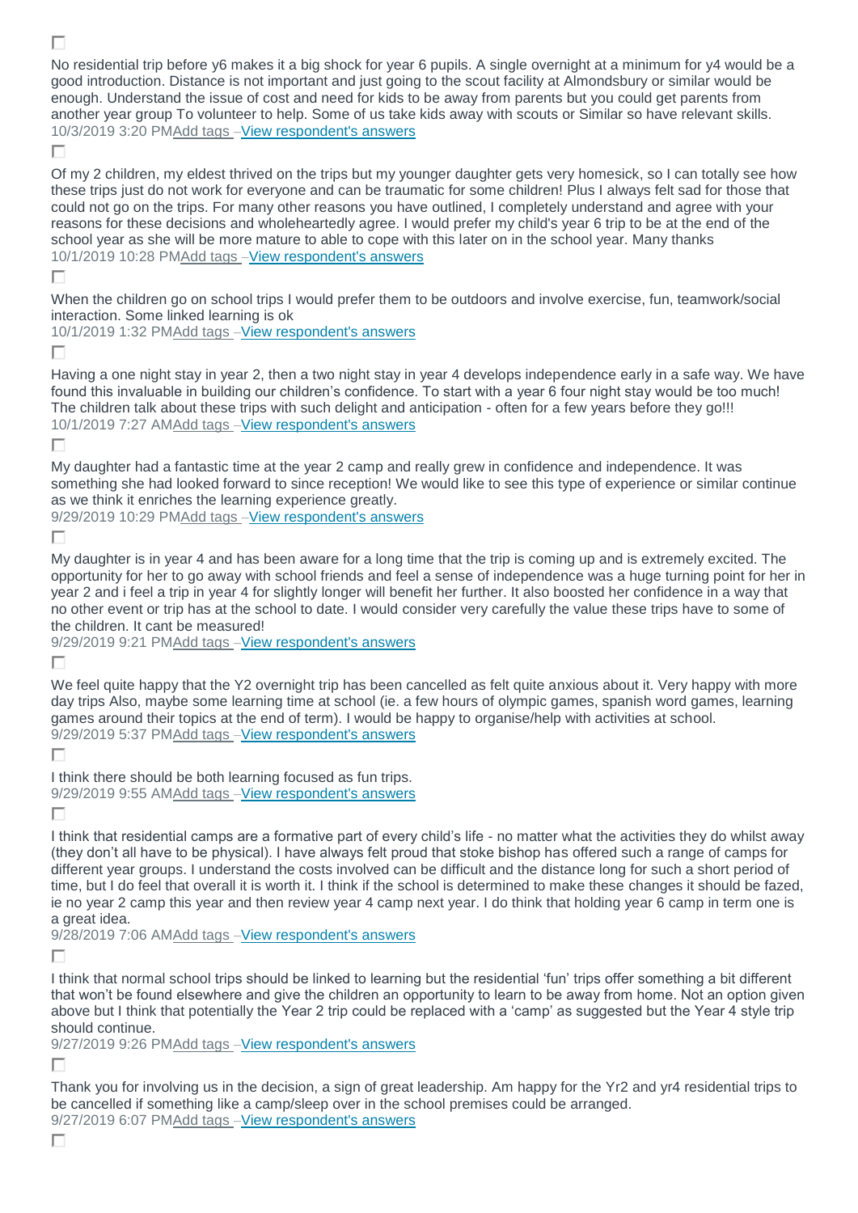No residential trip before y6 makes it a big shock for year 6 pupils. A single overnight at a minimum for y4 would be a good introduction. Distance is not important and just going to the scout facility at Almondsbury or similar would be enough. Understand the issue of cost and need for kids to be away from parents but you could get parents from another year group To volunteer to help. Some of us take kids away with scouts or Similar so have relevant skills.
10/3/2019 3:20 PM Add tags – View respondent's answers

Of my 2 children, my eldest thrived on the trips but my younger daughter gets very homesick, so I can totally see how these trips just do not work for everyone and can be traumatic for some children! Plus I always felt sad for those that could not go on the trips. For many other reasons you have outlined, I completely understand and agree with your reasons for these decisions and wholeheartedly agree. I would prefer my child's year 6 trip to be at the end of the school year as she will be more mature to able to cope with this later on in the school year. Many thanks
10/1/2019 10:28 PM Add tags – View respondent's answers

When the children go on school trips I would prefer them to be outdoors and involve exercise, fun, teamwork/social interaction. Some linked learning is ok
10/1/2019 1:32 PM Add tags – View respondent's answers

Having a one night stay in year 2, then a two night stay in year 4 develops independence early in a safe way. We have found this invaluable in building our children's confidence. To start with a year 6 four night stay would be too much! The children talk about these trips with such delight and anticipation - often for a few years before they go!!!
10/1/2019 7:27 AM Add tags – View respondent's answers

My daughter had a fantastic time at the year 2 camp and really grew in confidence and independence. It was something she had looked forward to since reception! We would like to see this type of experience or similar continue as we think it enriches the learning experience greatly.
9/29/2019 10:29 PM Add tags – View respondent's answers

My daughter is in year 4 and has been aware for a long time that the trip is coming up and is extremely excited. The opportunity for her to go away with school friends and feel a sense of independence was a huge turning point for her in year 2 and i feel a trip in year 4 for slightly longer will benefit her further. It also boosted her confidence in a way that no other event or trip has at the school to date. I would consider very carefully the value these trips have to some of the children. It cant be measured!
9/29/2019 9:21 PM Add tags – View respondent's answers

We feel quite happy that the Y2 overnight trip has been cancelled as felt quite anxious about it. Very happy with more day trips Also, maybe some learning time at school (ie. a few hours of olympic games, spanish word games, learning games around their topics at the end of term). I would be happy to organise/help with activities at school.
9/29/2019 5:37 PM Add tags – View respondent's answers

I think there should be both learning focused as fun trips.
9/29/2019 9:55 AM Add tags – View respondent's answers

I think that residential camps are a formative part of every child's life - no matter what the activities they do whilst away (they don't all have to be physical). I have always felt proud that stoke bishop has offered such a range of camps for different year groups. I understand the costs involved can be difficult and the distance long for such a short period of time, but I do feel that overall it is worth it. I think if the school is determined to make these changes it should be fazed, ie no year 2 camp this year and then review year 4 camp next year. I do think that holding year 6 camp in term one is a great idea.
9/28/2019 7:06 AM Add tags – View respondent's answers

I think that normal school trips should be linked to learning but the residential 'fun' trips offer something a bit different that won't be found elsewhere and give the children an opportunity to learn to be away from home. Not an option given above but I think that potentially the Year 2 trip could be replaced with a 'camp' as suggested but the Year 4 style trip should continue.
9/27/2019 9:26 PM Add tags – View respondent's answers

Thank you for involving us in the decision, a sign of great leadership. Am happy for the Yr2 and yr4 residential trips to be cancelled if something like a camp/sleep over in the school premises could be arranged.
9/27/2019 6:07 PM Add tags – View respondent's answers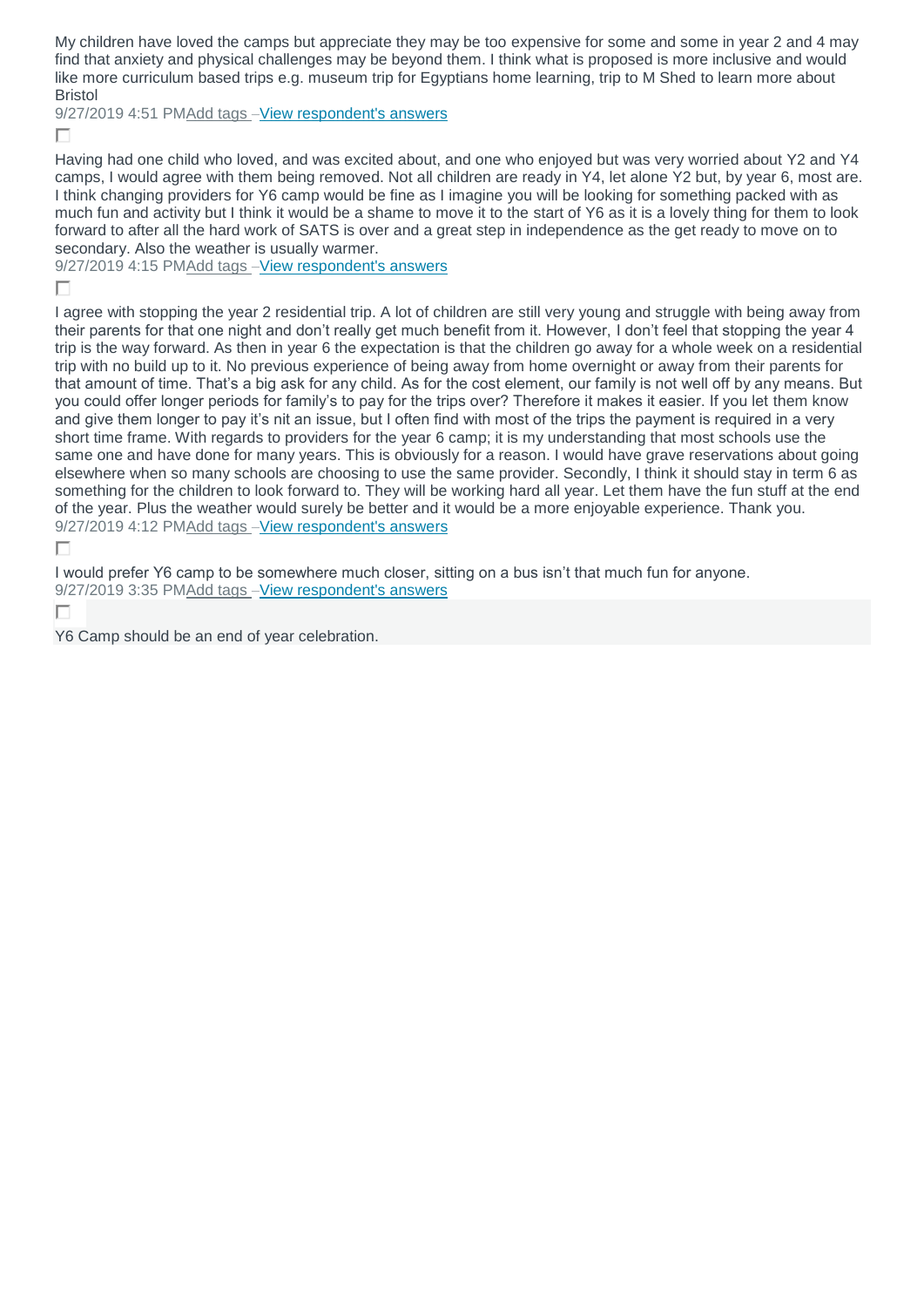My children have loved the camps but appreciate they may be too expensive for some and some in year 2 and 4 may find that anxiety and physical challenges may be beyond them. I think what is proposed is more inclusive and would like more curriculum based trips e.g. museum trip for Egyptians home learning, trip to M Shed to learn more about Bristol

9/27/2019 4:51 PM Add tags – View respondent's answers

Having had one child who loved, and was excited about, and one who enjoyed but was very worried about Y2 and Y4 camps, I would agree with them being removed. Not all children are ready in Y4, let alone Y2 but, by year 6, most are. I think changing providers for Y6 camp would be fine as I imagine you will be looking for something packed with as much fun and activity but I think it would be a shame to move it to the start of Y6 as it is a lovely thing for them to look forward to after all the hard work of SATS is over and a great step in independence as the get ready to move on to secondary. Also the weather is usually warmer.

9/27/2019 4:15 PM Add tags – View respondent's answers

I agree with stopping the year 2 residential trip. A lot of children are still very young and struggle with being away from their parents for that one night and don't really get much benefit from it. However, I don't feel that stopping the year 4 trip is the way forward. As then in year 6 the expectation is that the children go away for a whole week on a residential trip with no build up to it. No previous experience of being away from home overnight or away from their parents for that amount of time. That's a big ask for any child. As for the cost element, our family is not well off by any means. But you could offer longer periods for family's to pay for the trips over? Therefore it makes it easier. If you let them know and give them longer to pay it's nit an issue, but I often find with most of the trips the payment is required in a very short time frame. With regards to providers for the year 6 camp; it is my understanding that most schools use the same one and have done for many years. This is obviously for a reason. I would have grave reservations about going elsewhere when so many schools are choosing to use the same provider. Secondly, I think it should stay in term 6 as something for the children to look forward to. They will be working hard all year. Let them have the fun stuff at the end of the year. Plus the weather would surely be better and it would be a more enjoyable experience. Thank you.

9/27/2019 4:12 PM Add tags – View respondent's answers

I would prefer Y6 camp to be somewhere much closer, sitting on a bus isn't that much fun for anyone.

9/27/2019 3:35 PM Add tags – View respondent's answers

Y6 Camp should be an end of year celebration.